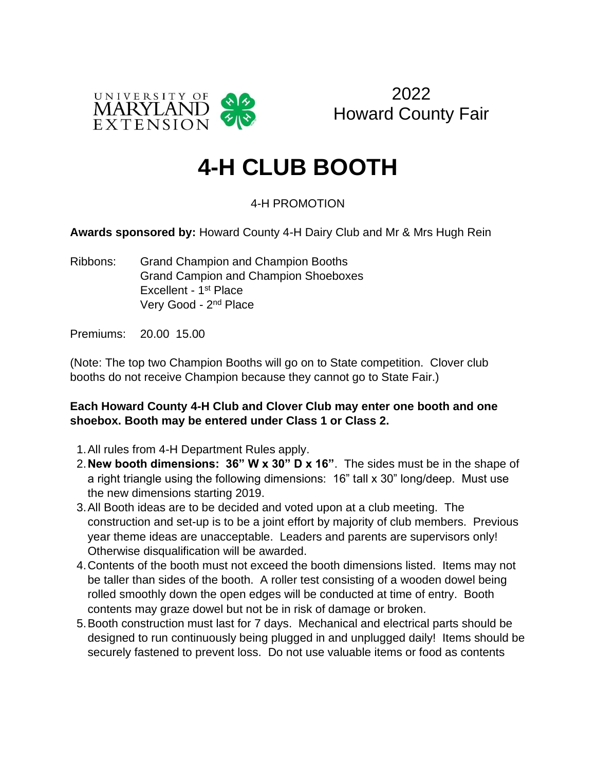UNIVERSITY OF MARYLAND EXTENSION

2022
Howard County Fair

# 4-H CLUB BOOTH

4-H PROMOTION

**Awards sponsored by:** Howard County 4-H Dairy Club and Mr & Mrs Hugh Rein

Ribbons: Grand Champion and Champion Booths
Grand Campion and Champion Shoeboxes
Excellent - 1st Place
Very Good - 2nd Place

Premiums: 20.00 15.00

(Note: The top two Champion Booths will go on to State competition. Clover club booths do not receive Champion because they cannot go to State Fair.)

**Each Howard County 4-H Club and Clover Club may enter one booth and one shoebox. Booth may be entered under Class 1 or Class 2.**

1. All rules from 4-H Department Rules apply.
2. **New booth dimensions: 36" W x 30" D x 16"**. The sides must be in the shape of a right triangle using the following dimensions: 16" tall x 30" long/deep. Must use the new dimensions starting 2019.
3. All Booth ideas are to be decided and voted upon at a club meeting. The construction and set-up is to be a joint effort by majority of club members. Previous year theme ideas are unacceptable. Leaders and parents are supervisors only! Otherwise disqualification will be awarded.
4. Contents of the booth must not exceed the booth dimensions listed. Items may not be taller than sides of the booth. A roller test consisting of a wooden dowel being rolled smoothly down the open edges will be conducted at time of entry. Booth contents may graze dowel but not be in risk of damage or broken.
5. Booth construction must last for 7 days. Mechanical and electrical parts should be designed to run continuously being plugged in and unplugged daily! Items should be securely fastened to prevent loss. Do not use valuable items or food as contents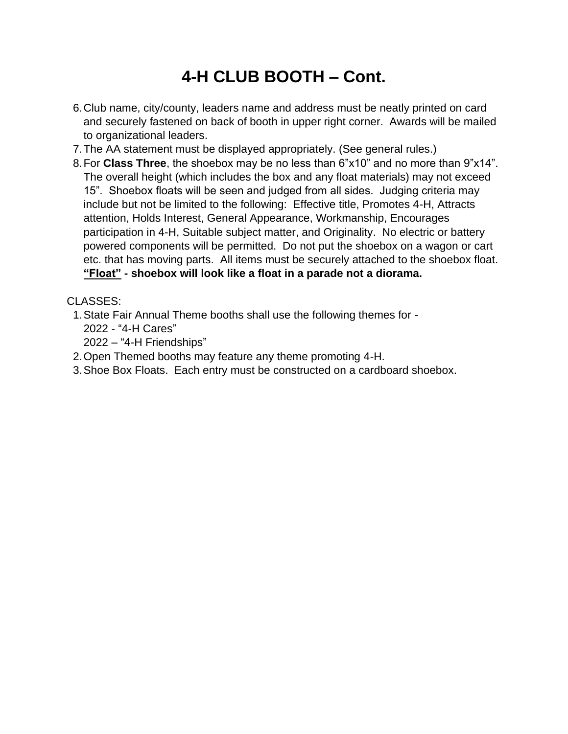# 4-H CLUB BOOTH – Cont.

6. Club name, city/county, leaders name and address must be neatly printed on card and securely fastened on back of booth in upper right corner. Awards will be mailed to organizational leaders.
7. The AA statement must be displayed appropriately. (See general rules.)
8. For **Class Three**, the shoebox may be no less than 6"x10" and no more than 9"x14". The overall height (which includes the box and any float materials) may not exceed 15". Shoebox floats will be seen and judged from all sides. Judging criteria may include but not be limited to the following: Effective title, Promotes 4-H, Attracts attention, Holds Interest, General Appearance, Workmanship, Encourages participation in 4-H, Suitable subject matter, and Originality. No electric or battery powered components will be permitted. Do not put the shoebox on a wagon or cart etc. that has moving parts. All items must be securely attached to the shoebox float. **<u>"Float"</u> - shoebox will look like a float in a parade not a diorama.**

CLASSES:

1. State Fair Annual Theme booths shall use the following themes for -
   2022 - "4-H Cares"
   2022 – "4-H Friendships"
2. Open Themed booths may feature any theme promoting 4-H.
3. Shoe Box Floats. Each entry must be constructed on a cardboard shoebox.